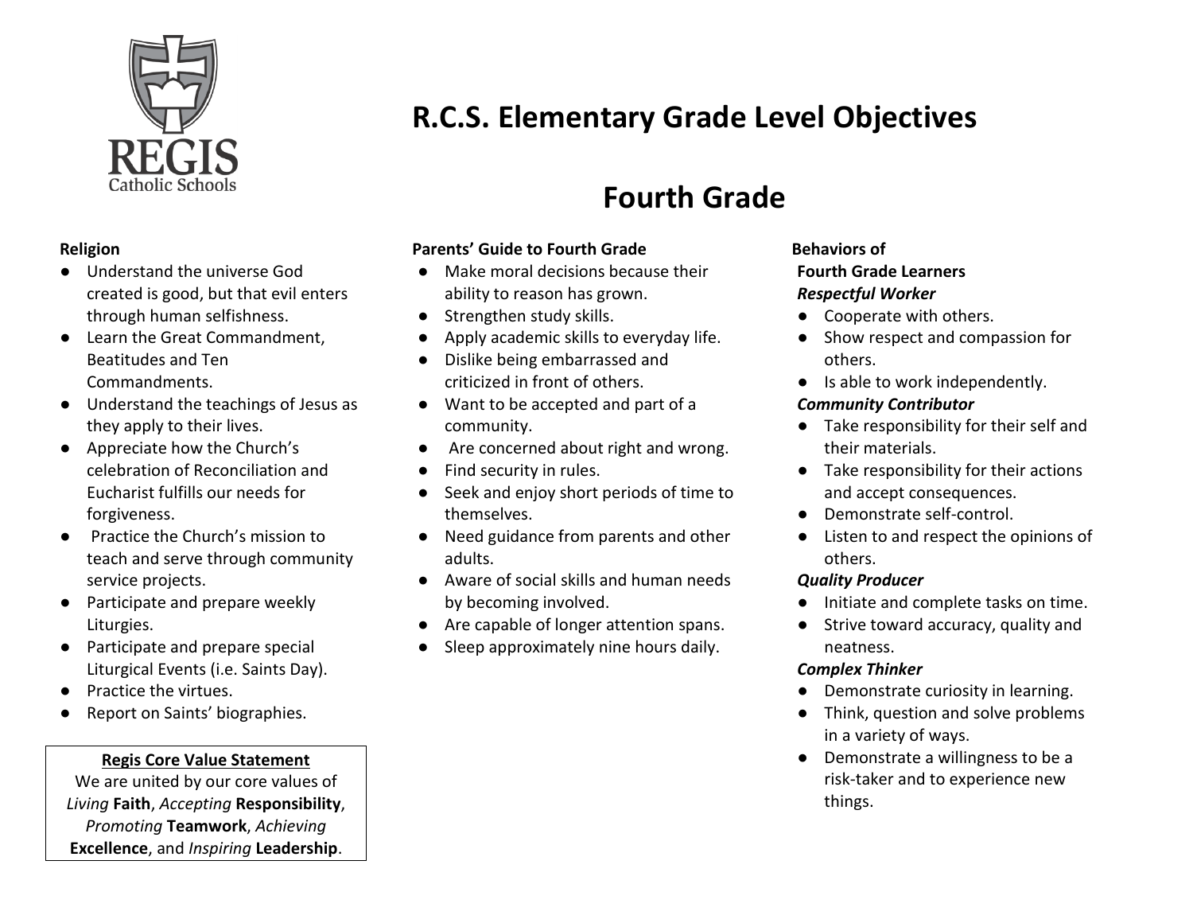# R.C.S. Elementary Grade Level Objectives

## Fourth Grade

**Religion**

- Understand the universe God created is good, but that evil enters through human selfishness.
- Learn the Great Commandment, Beatitudes and Ten Commandments.
- Understand the teachings of Jesus as they apply to their lives.
- Appreciate how the Church's celebration of Reconciliation and Eucharist fulfills our needs for forgiveness.
- Practice the Church's mission to teach and serve through community service projects.
- Participate and prepare weekly Liturgies.
- Participate and prepare special Liturgical Events (i.e. Saints Day).
- Practice the virtues.
- Report on Saints' biographies.

**Regis Core Value Statement**

We are united by our core values of *Living* **Faith**, *Accepting* **Responsibility**, *Promoting* **Teamwork**, *Achieving* **Excellence**, and *Inspiring* **Leadership**.

**Parents' Guide to Fourth Grade**

- Make moral decisions because their ability to reason has grown.
- Strengthen study skills.
- Apply academic skills to everyday life.
- Dislike being embarrassed and criticized in front of others.
- Want to be accepted and part of a community.
- Are concerned about right and wrong.
- Find security in rules.
- Seek and enjoy short periods of time to themselves.
- Need guidance from parents and other adults.
- Aware of social skills and human needs by becoming involved.
- Are capable of longer attention spans.
- Sleep approximately nine hours daily.

**Behaviors of Fourth Grade Learners**

***Respectful Worker***

- Cooperate with others.
- Show respect and compassion for others.
- Is able to work independently.

***Community Contributor***

- Take responsibility for their self and their materials.
- Take responsibility for their actions and accept consequences.
- Demonstrate self-control.
- Listen to and respect the opinions of others.

***Quality Producer***

- Initiate and complete tasks on time.
- Strive toward accuracy, quality and neatness.

***Complex Thinker***

- Demonstrate curiosity in learning.
- Think, question and solve problems in a variety of ways.
- Demonstrate a willingness to be a risk-taker and to experience new things.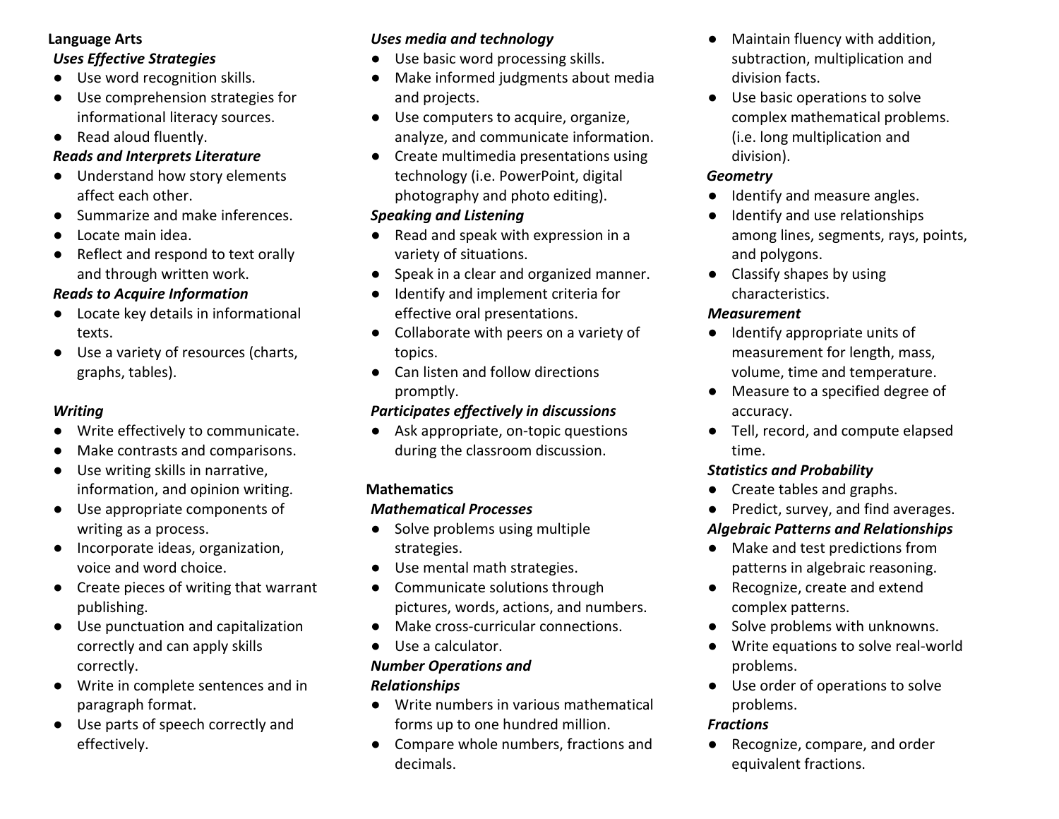## Language Arts

### *Uses Effective Strategies*

- Use word recognition skills.
- Use comprehension strategies for informational literacy sources.
- Read aloud fluently.

### *Reads and Interprets Literature*

- Understand how story elements affect each other.
- Summarize and make inferences.
- Locate main idea.
- Reflect and respond to text orally and through written work.

### *Reads to Acquire Information*

- Locate key details in informational texts.
- Use a variety of resources (charts, graphs, tables).

### *Writing*

- Write effectively to communicate.
- Make contrasts and comparisons.
- Use writing skills in narrative, information, and opinion writing.
- Use appropriate components of writing as a process.
- Incorporate ideas, organization, voice and word choice.
- Create pieces of writing that warrant publishing.
- Use punctuation and capitalization correctly and can apply skills correctly.
- Write in complete sentences and in paragraph format.
- Use parts of speech correctly and effectively.

### *Uses media and technology*

- Use basic word processing skills.
- Make informed judgments about media and projects.
- Use computers to acquire, organize, analyze, and communicate information.
- Create multimedia presentations using technology (i.e. PowerPoint, digital photography and photo editing).

### *Speaking and Listening*

- Read and speak with expression in a variety of situations.
- Speak in a clear and organized manner.
- Identify and implement criteria for effective oral presentations.
- Collaborate with peers on a variety of topics.
- Can listen and follow directions promptly.

### *Participates effectively in discussions*

- Ask appropriate, on-topic questions during the classroom discussion.

## Mathematics

### *Mathematical Processes*

- Solve problems using multiple strategies.
- Use mental math strategies.
- Communicate solutions through pictures, words, actions, and numbers.
- Make cross-curricular connections.
- Use a calculator.

### *Number Operations and Relationships*

- Write numbers in various mathematical forms up to one hundred million.
- Compare whole numbers, fractions and decimals.
- Maintain fluency with addition, subtraction, multiplication and division facts.
- Use basic operations to solve complex mathematical problems. (i.e. long multiplication and division).

### *Geometry*

- Identify and measure angles.
- Identify and use relationships among lines, segments, rays, points, and polygons.
- Classify shapes by using characteristics.

### *Measurement*

- Identify appropriate units of measurement for length, mass, volume, time and temperature.
- Measure to a specified degree of accuracy.
- Tell, record, and compute elapsed time.

### *Statistics and Probability*

- Create tables and graphs.
- Predict, survey, and find averages.

### *Algebraic Patterns and Relationships*

- Make and test predictions from patterns in algebraic reasoning.
- Recognize, create and extend complex patterns.
- Solve problems with unknowns.
- Write equations to solve real-world problems.
- Use order of operations to solve problems.

### *Fractions*

- Recognize, compare, and order equivalent fractions.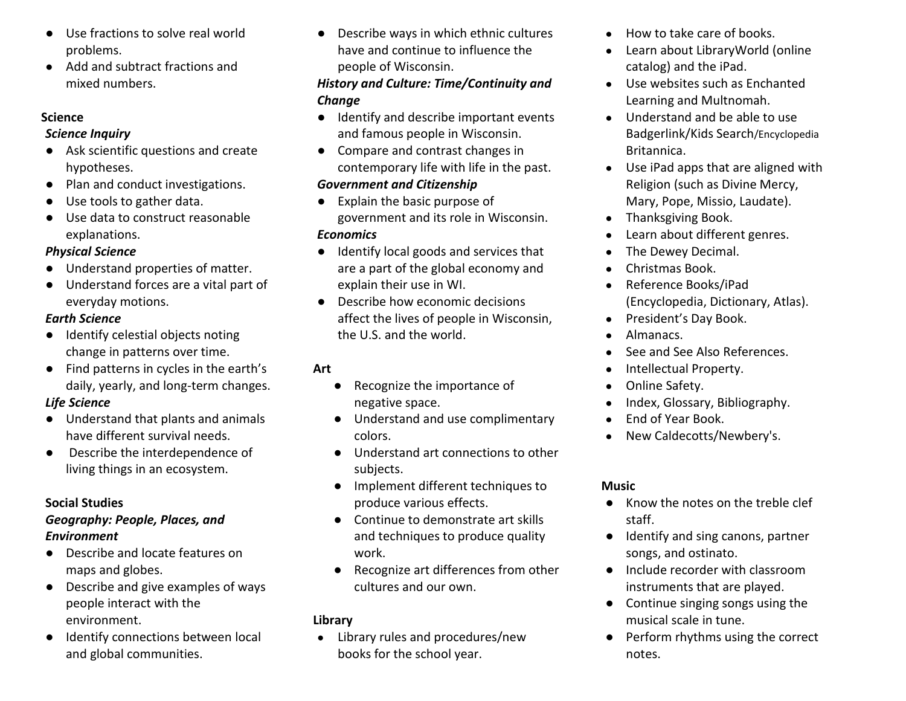- Use fractions to solve real world problems.
- Add and subtract fractions and mixed numbers.

**Science**

***Science Inquiry***

- Ask scientific questions and create hypotheses.
- Plan and conduct investigations.
- Use tools to gather data.
- Use data to construct reasonable explanations.

***Physical Science***

- Understand properties of matter.
- Understand forces are a vital part of everyday motions.

***Earth Science***

- Identify celestial objects noting change in patterns over time.
- Find patterns in cycles in the earth's daily, yearly, and long-term changes.

***Life Science***

- Understand that plants and animals have different survival needs.
- Describe the interdependence of living things in an ecosystem.

**Social Studies**

***Geography: People, Places, and Environment***

- Describe and locate features on maps and globes.
- Describe and give examples of ways people interact with the environment.
- Identify connections between local and global communities.
- Describe ways in which ethnic cultures have and continue to influence the people of Wisconsin.

***History and Culture: Time/Continuity and Change***

- Identify and describe important events and famous people in Wisconsin.
- Compare and contrast changes in contemporary life with life in the past.

***Government and Citizenship***

- Explain the basic purpose of government and its role in Wisconsin.

***Economics***

- Identify local goods and services that are a part of the global economy and explain their use in WI.
- Describe how economic decisions affect the lives of people in Wisconsin, the U.S. and the world.

**Art**

- Recognize the importance of negative space.
- Understand and use complimentary colors.
- Understand art connections to other subjects.
- Implement different techniques to produce various effects.
- Continue to demonstrate art skills and techniques to produce quality work.
- Recognize art differences from other cultures and our own.

**Library**

- Library rules and procedures/new books for the school year.
- How to take care of books.
- Learn about LibraryWorld (online catalog) and the iPad.
- Use websites such as Enchanted Learning and Multnomah.
- Understand and be able to use Badgerlink/Kids Search/Encyclopedia Britannica.
- Use iPad apps that are aligned with Religion (such as Divine Mercy, Mary, Pope, Missio, Laudate).
- Thanksgiving Book.
- Learn about different genres.
- The Dewey Decimal.
- Christmas Book.
- Reference Books/iPad (Encyclopedia, Dictionary, Atlas).
- President's Day Book.
- Almanacs.
- See and See Also References.
- Intellectual Property.
- Online Safety.
- Index, Glossary, Bibliography.
- End of Year Book.
- New Caldecotts/Newbery's.

**Music**

- Know the notes on the treble clef staff.
- Identify and sing canons, partner songs, and ostinato.
- Include recorder with classroom instruments that are played.
- Continue singing songs using the musical scale in tune.
- Perform rhythms using the correct notes.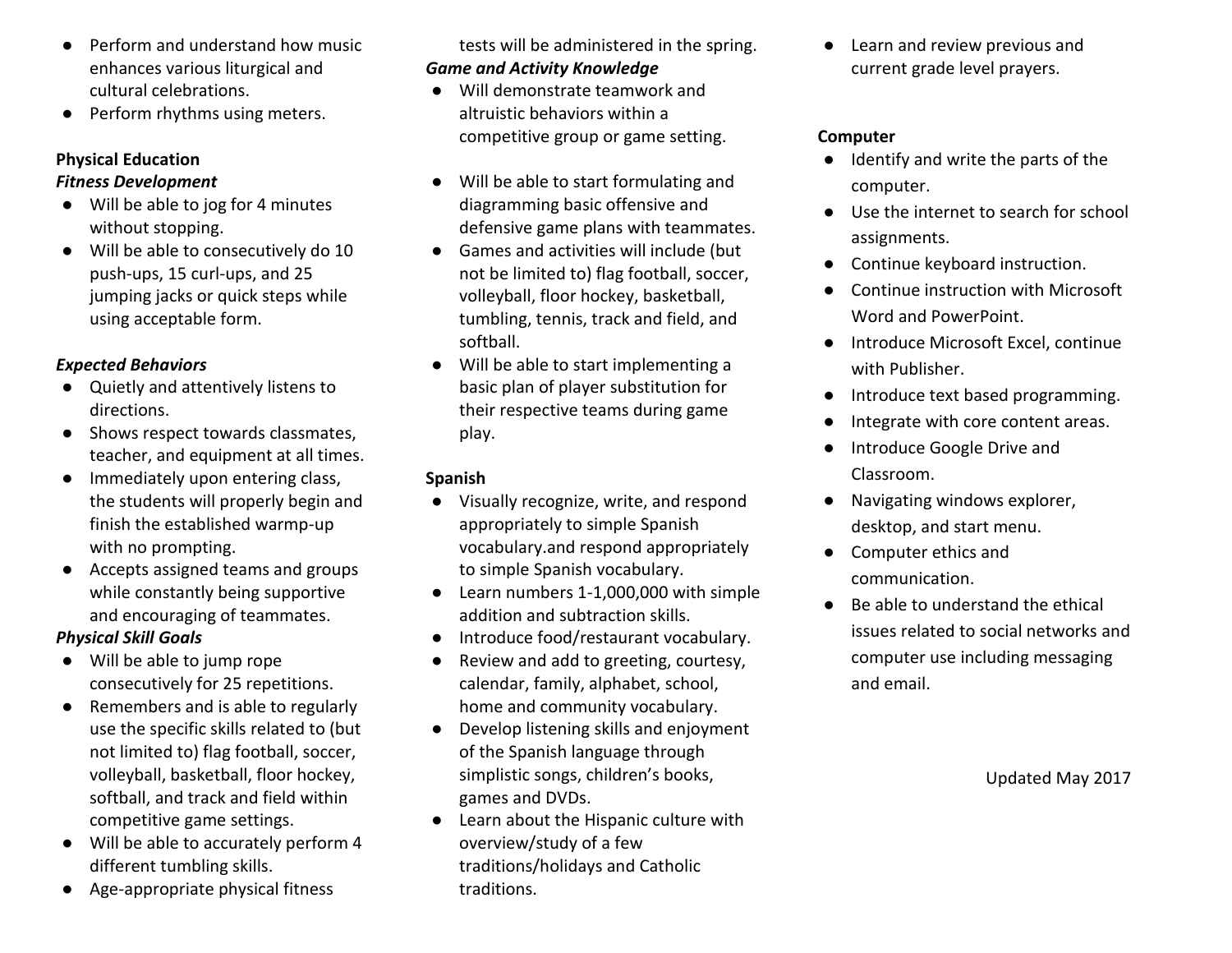- Perform and understand how music enhances various liturgical and cultural celebrations.
- Perform rhythms using meters.

**Physical Education**

***Fitness Development***

- Will be able to jog for 4 minutes without stopping.
- Will be able to consecutively do 10 push-ups, 15 curl-ups, and 25 jumping jacks or quick steps while using acceptable form.

***Expected Behaviors***

- Quietly and attentively listens to directions.
- Shows respect towards classmates, teacher, and equipment at all times.
- Immediately upon entering class, the students will properly begin and finish the established warmp-up with no prompting.
- Accepts assigned teams and groups while constantly being supportive and encouraging of teammates.

***Physical Skill Goals***

- Will be able to jump rope consecutively for 25 repetitions.
- Remembers and is able to regularly use the specific skills related to (but not limited to) flag football, soccer, volleyball, basketball, floor hockey, softball, and track and field within competitive game settings.
- Will be able to accurately perform 4 different tumbling skills.
- Age-appropriate physical fitness tests will be administered in the spring.

***Game and Activity Knowledge***

- Will demonstrate teamwork and altruistic behaviors within a competitive group or game setting.
- Will be able to start formulating and diagramming basic offensive and defensive game plans with teammates.
- Games and activities will include (but not be limited to) flag football, soccer, volleyball, floor hockey, basketball, tumbling, tennis, track and field, and softball.
- Will be able to start implementing a basic plan of player substitution for their respective teams during game play.

**Spanish**

- Visually recognize, write, and respond appropriately to simple Spanish vocabulary.and respond appropriately to simple Spanish vocabulary.
- Learn numbers 1-1,000,000 with simple addition and subtraction skills.
- Introduce food/restaurant vocabulary.
- Review and add to greeting, courtesy, calendar, family, alphabet, school, home and community vocabulary.
- Develop listening skills and enjoyment of the Spanish language through simplistic songs, children's books, games and DVDs.
- Learn about the Hispanic culture with overview/study of a few traditions/holidays and Catholic traditions.
- Learn and review previous and current grade level prayers.

**Computer**

- Identify and write the parts of the computer.
- Use the internet to search for school assignments.
- Continue keyboard instruction.
- Continue instruction with Microsoft Word and PowerPoint.
- Introduce Microsoft Excel, continue with Publisher.
- Introduce text based programming.
- Integrate with core content areas.
- Introduce Google Drive and Classroom.
- Navigating windows explorer, desktop, and start menu.
- Computer ethics and communication.
- Be able to understand the ethical issues related to social networks and computer use including messaging and email.

Updated May 2017